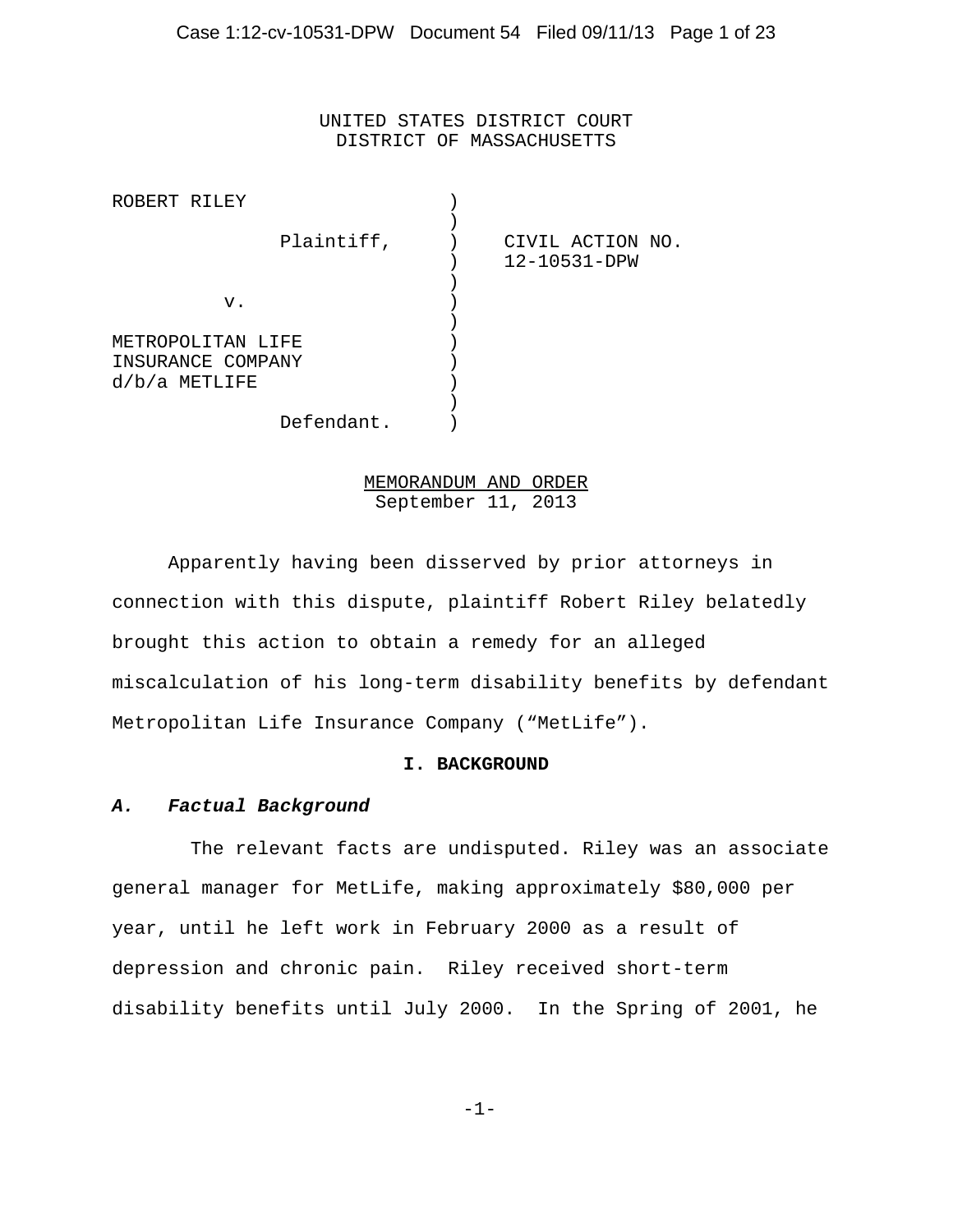UNITED STATES DISTRICT COURT
DISTRICT OF MASSACHUSETTS

ROBERT RILEY
Plaintiff,

v.

METROPOLITAN LIFE INSURANCE COMPANY d/b/a METLIFE
Defendant.

CIVIL ACTION NO. 12-10531-DPW

MEMORANDUM AND ORDER
September 11, 2013

Apparently having been disserved by prior attorneys in connection with this dispute, plaintiff Robert Riley belatedly brought this action to obtain a remedy for an alleged miscalculation of his long-term disability benefits by defendant Metropolitan Life Insurance Company ("MetLife").

## I. BACKGROUND

### *A. Factual Background*

The relevant facts are undisputed. Riley was an associate general manager for MetLife, making approximately $80,000 per year, until he left work in February 2000 as a result of depression and chronic pain. Riley received short-term disability benefits until July 2000. In the Spring of 2001, he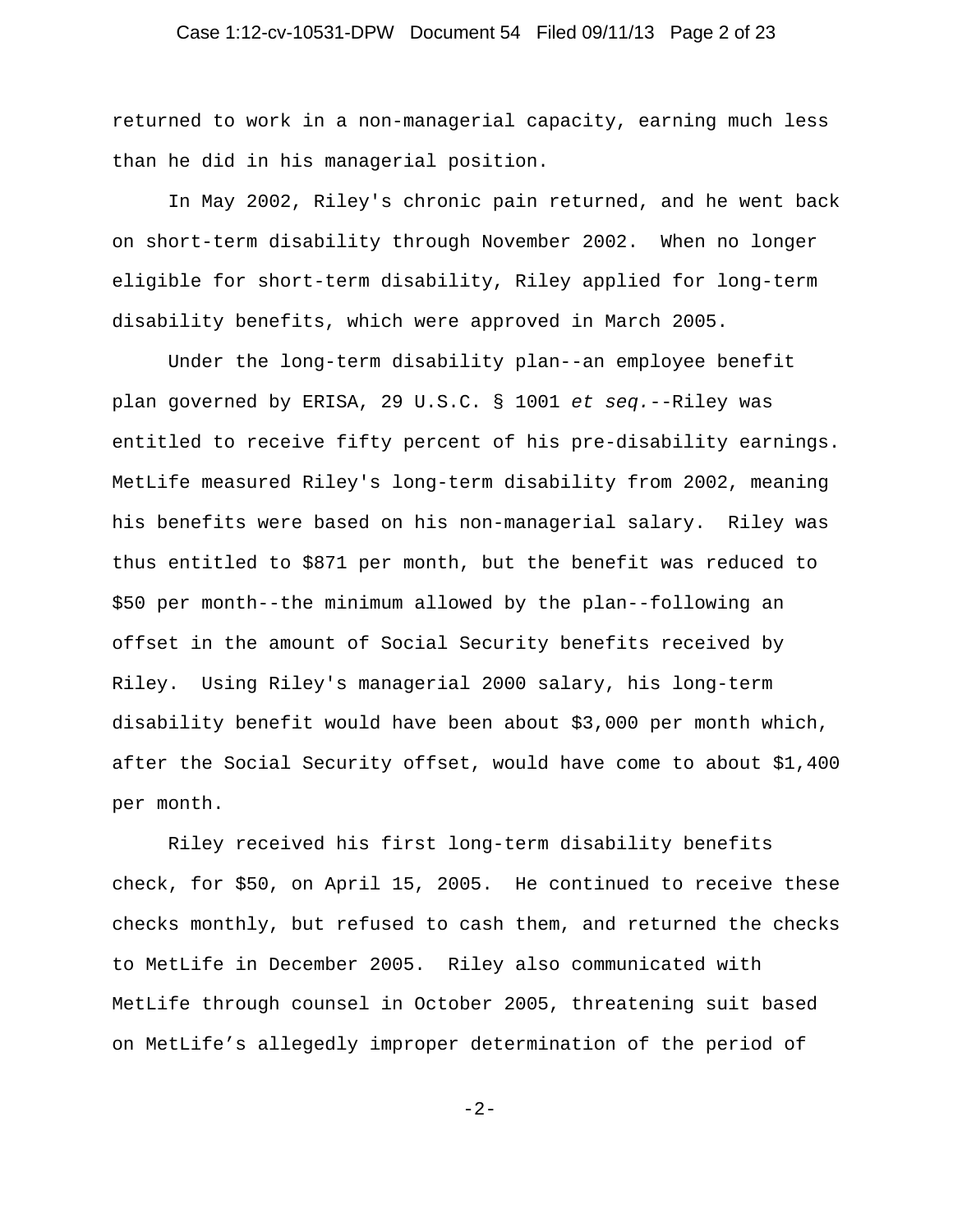returned to work in a non-managerial capacity, earning much less than he did in his managerial position.

In May 2002, Riley's chronic pain returned, and he went back on short-term disability through November 2002. When no longer eligible for short-term disability, Riley applied for long-term disability benefits, which were approved in March 2005.

Under the long-term disability plan--an employee benefit plan governed by ERISA, 29 U.S.C. § 1001 *et seq.*--Riley was entitled to receive fifty percent of his pre-disability earnings. MetLife measured Riley's long-term disability from 2002, meaning his benefits were based on his non-managerial salary. Riley was thus entitled to $871 per month, but the benefit was reduced to $50 per month--the minimum allowed by the plan--following an offset in the amount of Social Security benefits received by Riley. Using Riley's managerial 2000 salary, his long-term disability benefit would have been about $3,000 per month which, after the Social Security offset, would have come to about $1,400 per month.

Riley received his first long-term disability benefits check, for $50, on April 15, 2005. He continued to receive these checks monthly, but refused to cash them, and returned the checks to MetLife in December 2005. Riley also communicated with MetLife through counsel in October 2005, threatening suit based on MetLife's allegedly improper determination of the period of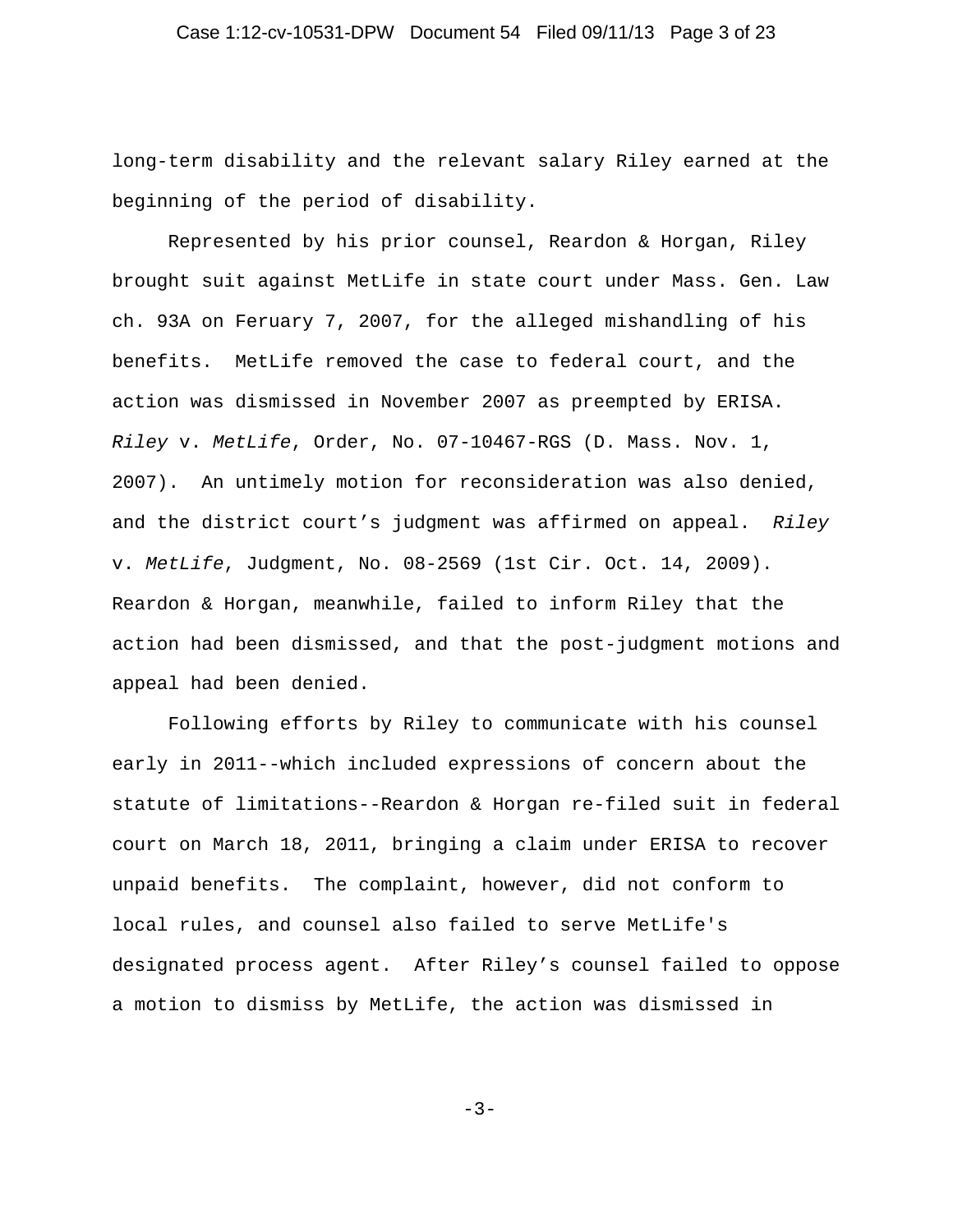long-term disability and the relevant salary Riley earned at the beginning of the period of disability.

Represented by his prior counsel, Reardon & Horgan, Riley brought suit against MetLife in state court under Mass. Gen. Law ch. 93A on Feruary 7, 2007, for the alleged mishandling of his benefits. MetLife removed the case to federal court, and the action was dismissed in November 2007 as preempted by ERISA. *Riley* v. *MetLife*, Order, No. 07-10467-RGS (D. Mass. Nov. 1, 2007). An untimely motion for reconsideration was also denied, and the district court's judgment was affirmed on appeal. *Riley* v. *MetLife*, Judgment, No. 08-2569 (1st Cir. Oct. 14, 2009). Reardon & Horgan, meanwhile, failed to inform Riley that the action had been dismissed, and that the post-judgment motions and appeal had been denied.

Following efforts by Riley to communicate with his counsel early in 2011--which included expressions of concern about the statute of limitations--Reardon & Horgan re-filed suit in federal court on March 18, 2011, bringing a claim under ERISA to recover unpaid benefits. The complaint, however, did not conform to local rules, and counsel also failed to serve MetLife's designated process agent. After Riley's counsel failed to oppose a motion to dismiss by MetLife, the action was dismissed in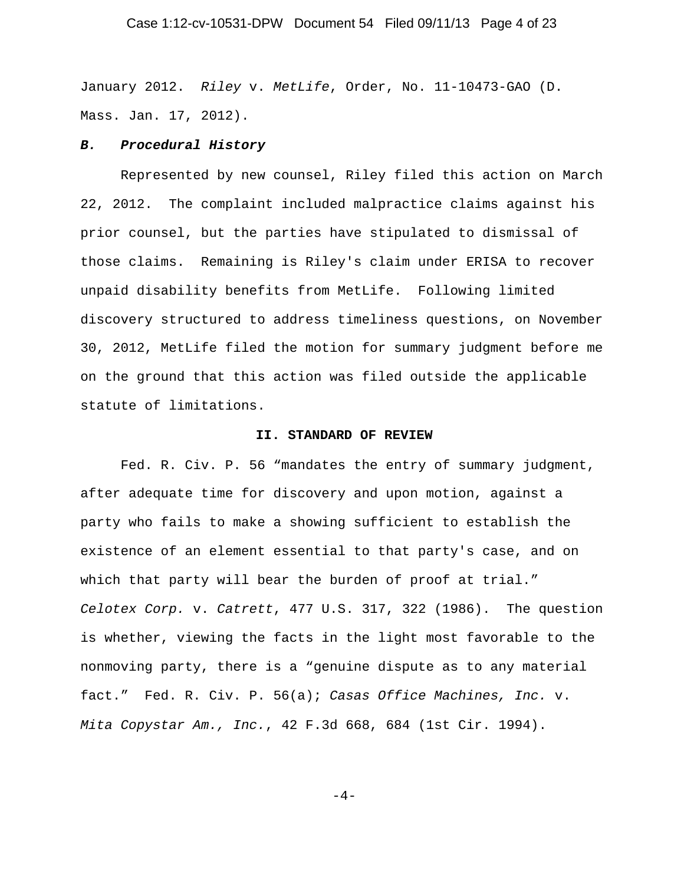January 2012. *Riley* v. *MetLife*, Order, No. 11-10473-GAO (D. Mass. Jan. 17, 2012).

### ***B. Procedural History***

Represented by new counsel, Riley filed this action on March 22, 2012. The complaint included malpractice claims against his prior counsel, but the parties have stipulated to dismissal of those claims. Remaining is Riley's claim under ERISA to recover unpaid disability benefits from MetLife. Following limited discovery structured to address timeliness questions, on November 30, 2012, MetLife filed the motion for summary judgment before me on the ground that this action was filed outside the applicable statute of limitations.

## II. STANDARD OF REVIEW

Fed. R. Civ. P. 56 "mandates the entry of summary judgment, after adequate time for discovery and upon motion, against a party who fails to make a showing sufficient to establish the existence of an element essential to that party's case, and on which that party will bear the burden of proof at trial." *Celotex Corp.* v. *Catrett*, 477 U.S. 317, 322 (1986). The question is whether, viewing the facts in the light most favorable to the nonmoving party, there is a "genuine dispute as to any material fact." Fed. R. Civ. P. 56(a); *Casas Office Machines, Inc.* v. *Mita Copystar Am., Inc.*, 42 F.3d 668, 684 (1st Cir. 1994).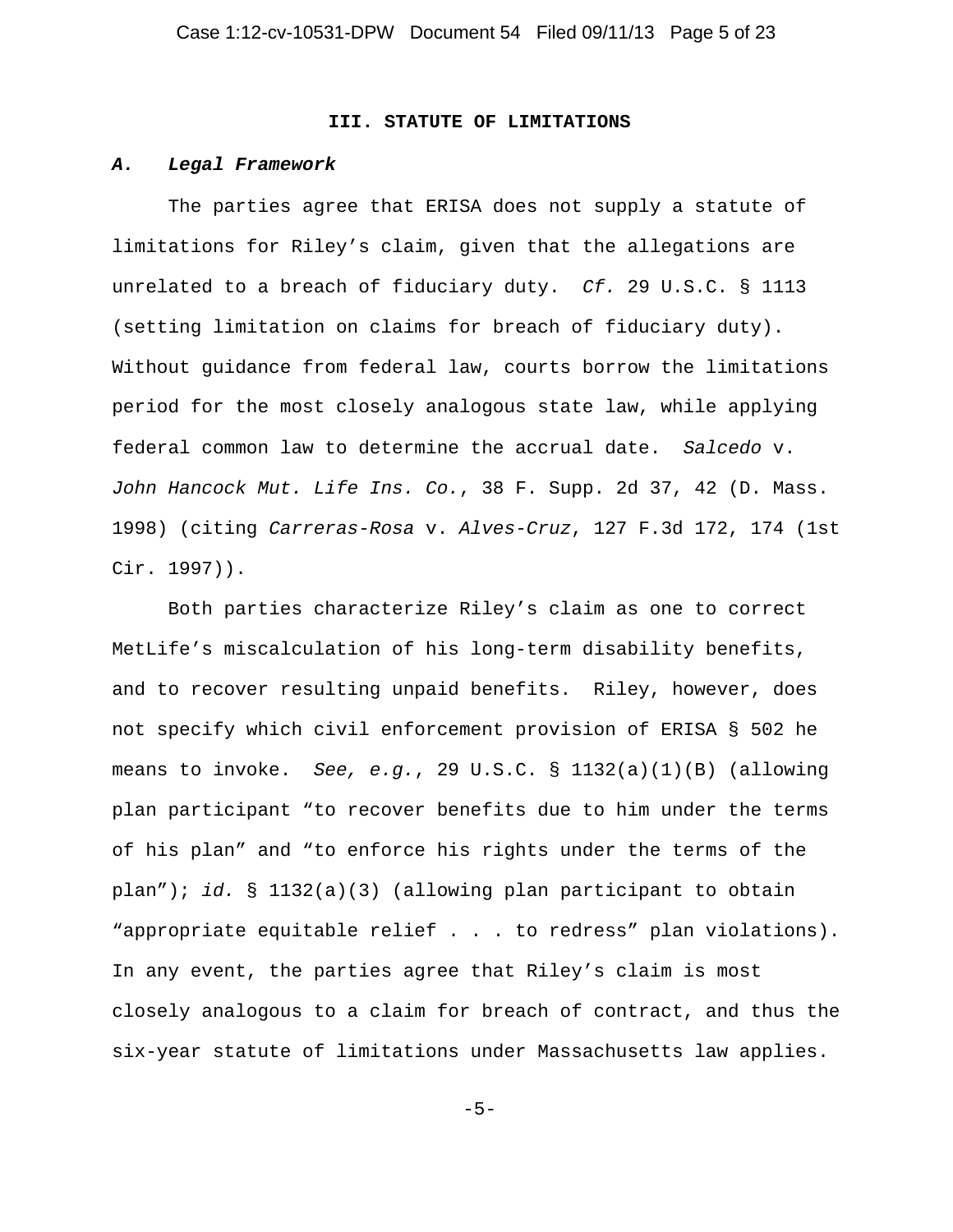## III. STATUTE OF LIMITATIONS

### *A. Legal Framework*

The parties agree that ERISA does not supply a statute of limitations for Riley's claim, given that the allegations are unrelated to a breach of fiduciary duty. *Cf.* 29 U.S.C. § 1113 (setting limitation on claims for breach of fiduciary duty). Without guidance from federal law, courts borrow the limitations period for the most closely analogous state law, while applying federal common law to determine the accrual date. *Salcedo* v. *John Hancock Mut. Life Ins. Co.*, 38 F. Supp. 2d 37, 42 (D. Mass. 1998) (citing *Carreras-Rosa* v. *Alves-Cruz*, 127 F.3d 172, 174 (1st Cir. 1997)).

Both parties characterize Riley's claim as one to correct MetLife's miscalculation of his long-term disability benefits, and to recover resulting unpaid benefits. Riley, however, does not specify which civil enforcement provision of ERISA § 502 he means to invoke. *See, e.g.*, 29 U.S.C. § 1132(a)(1)(B) (allowing plan participant "to recover benefits due to him under the terms of his plan" and "to enforce his rights under the terms of the plan"); *id.* § 1132(a)(3) (allowing plan participant to obtain "appropriate equitable relief . . . to redress" plan violations). In any event, the parties agree that Riley's claim is most closely analogous to a claim for breach of contract, and thus the six-year statute of limitations under Massachusetts law applies.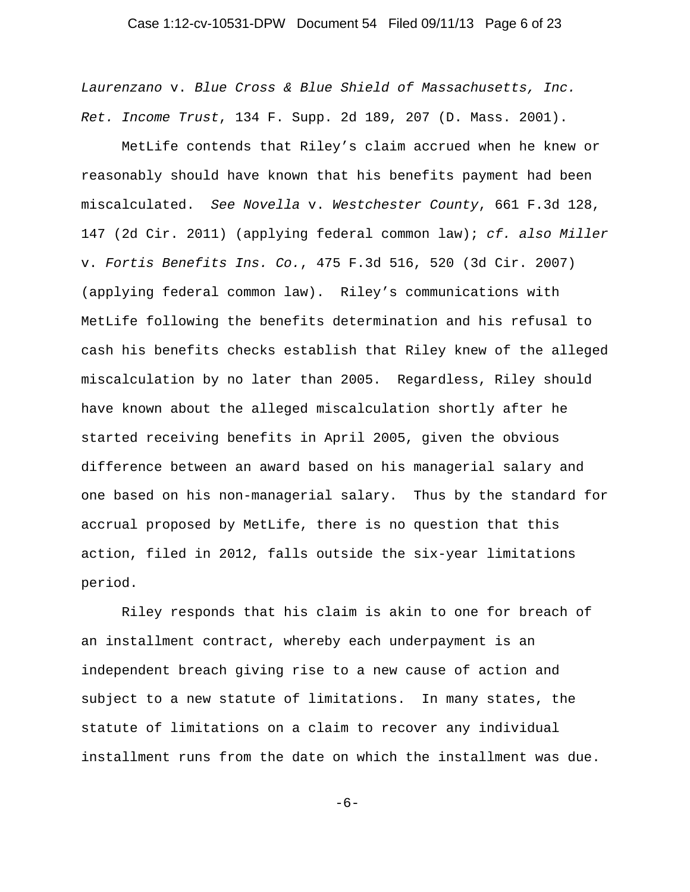*Laurenzano* v. *Blue Cross & Blue Shield of Massachusetts, Inc. Ret. Income Trust*, 134 F. Supp. 2d 189, 207 (D. Mass. 2001).

MetLife contends that Riley's claim accrued when he knew or reasonably should have known that his benefits payment had been miscalculated. *See Novella* v. *Westchester County*, 661 F.3d 128, 147 (2d Cir. 2011) (applying federal common law); *cf. also Miller* v. *Fortis Benefits Ins. Co.*, 475 F.3d 516, 520 (3d Cir. 2007) (applying federal common law). Riley's communications with MetLife following the benefits determination and his refusal to cash his benefits checks establish that Riley knew of the alleged miscalculation by no later than 2005. Regardless, Riley should have known about the alleged miscalculation shortly after he started receiving benefits in April 2005, given the obvious difference between an award based on his managerial salary and one based on his non-managerial salary. Thus by the standard for accrual proposed by MetLife, there is no question that this action, filed in 2012, falls outside the six-year limitations period.

Riley responds that his claim is akin to one for breach of an installment contract, whereby each underpayment is an independent breach giving rise to a new cause of action and subject to a new statute of limitations. In many states, the statute of limitations on a claim to recover any individual installment runs from the date on which the installment was due.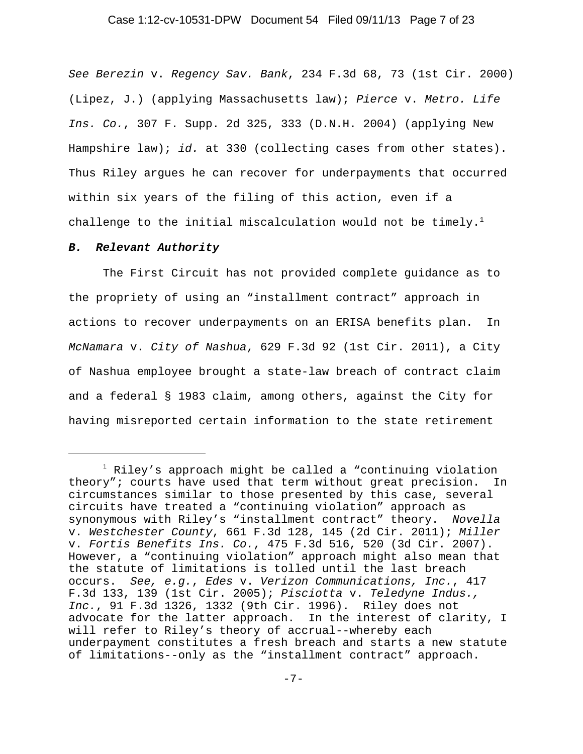*See Berezin* v. *Regency Sav. Bank*, 234 F.3d 68, 73 (1st Cir. 2000) (Lipez, J.) (applying Massachusetts law); *Pierce* v. *Metro. Life Ins. Co.*, 307 F. Supp. 2d 325, 333 (D.N.H. 2004) (applying New Hampshire law); *id.* at 330 (collecting cases from other states). Thus Riley argues he can recover for underpayments that occurred within six years of the filing of this action, even if a challenge to the initial miscalculation would not be timely.[1]

### *B. Relevant Authority*

The First Circuit has not provided complete guidance as to the propriety of using an "installment contract" approach in actions to recover underpayments on an ERISA benefits plan. In *McNamara* v. *City of Nashua*, 629 F.3d 92 (1st Cir. 2011), a City of Nashua employee brought a state-law breach of contract claim and a federal § 1983 claim, among others, against the City for having misreported certain information to the state retirement

---

[1] Riley's approach might be called a "continuing violation theory"; courts have used that term without great precision. In circumstances similar to those presented by this case, several circuits have treated a "continuing violation" approach as synonymous with Riley's "installment contract" theory. *Novella* v. *Westchester County*, 661 F.3d 128, 145 (2d Cir. 2011); *Miller* v. *Fortis Benefits Ins. Co.*, 475 F.3d 516, 520 (3d Cir. 2007). However, a "continuing violation" approach might also mean that the statute of limitations is tolled until the last breach occurs. *See, e.g.*, *Edes* v. *Verizon Communications, Inc.*, 417 F.3d 133, 139 (1st Cir. 2005); *Pisciotta* v. *Teledyne Indus., Inc.*, 91 F.3d 1326, 1332 (9th Cir. 1996). Riley does not advocate for the latter approach. In the interest of clarity, I will refer to Riley's theory of accrual--whereby each underpayment constitutes a fresh breach and starts a new statute of limitations--only as the "installment contract" approach.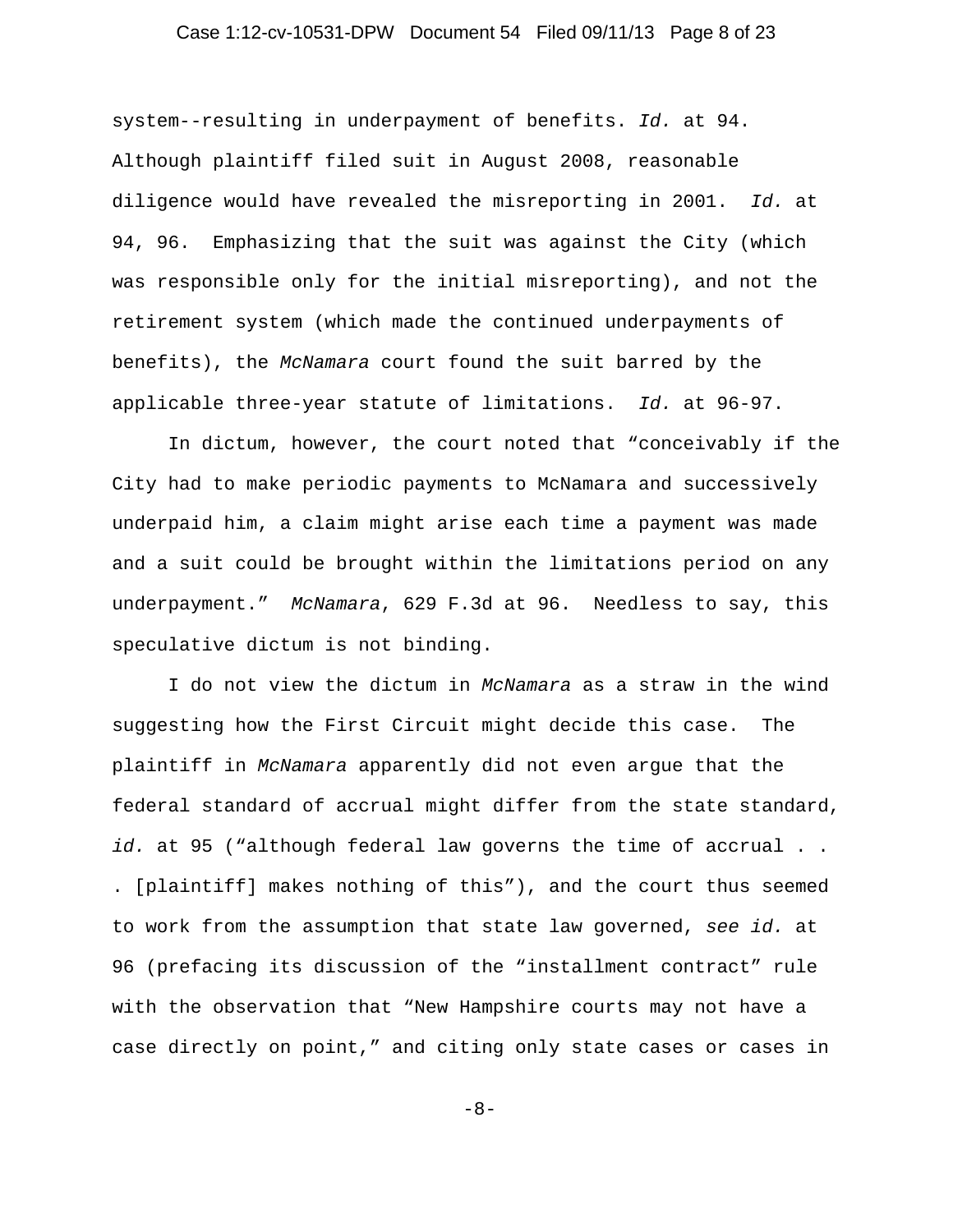system--resulting in underpayment of benefits. *Id.* at 94. Although plaintiff filed suit in August 2008, reasonable diligence would have revealed the misreporting in 2001. *Id.* at 94, 96. Emphasizing that the suit was against the City (which was responsible only for the initial misreporting), and not the retirement system (which made the continued underpayments of benefits), the *McNamara* court found the suit barred by the applicable three-year statute of limitations. *Id.* at 96-97.

In dictum, however, the court noted that "conceivably if the City had to make periodic payments to McNamara and successively underpaid him, a claim might arise each time a payment was made and a suit could be brought within the limitations period on any underpayment." *McNamara*, 629 F.3d at 96. Needless to say, this speculative dictum is not binding.

I do not view the dictum in *McNamara* as a straw in the wind suggesting how the First Circuit might decide this case. The plaintiff in *McNamara* apparently did not even argue that the federal standard of accrual might differ from the state standard, *id.* at 95 ("although federal law governs the time of accrual . . . [plaintiff] makes nothing of this"), and the court thus seemed to work from the assumption that state law governed, *see id.* at 96 (prefacing its discussion of the "installment contract" rule with the observation that "New Hampshire courts may not have a case directly on point," and citing only state cases or cases in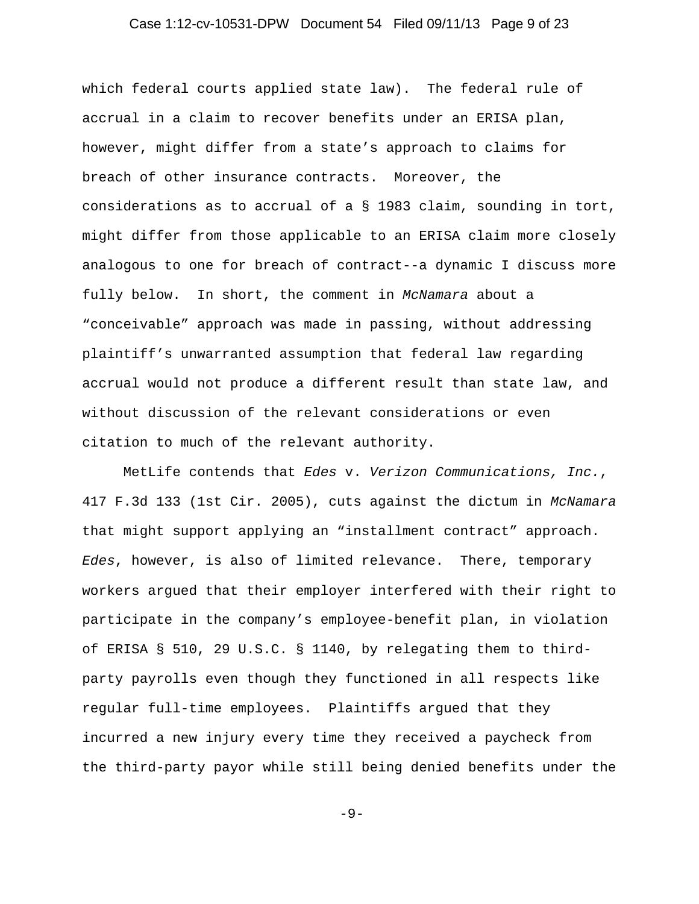which federal courts applied state law). The federal rule of accrual in a claim to recover benefits under an ERISA plan, however, might differ from a state's approach to claims for breach of other insurance contracts. Moreover, the considerations as to accrual of a § 1983 claim, sounding in tort, might differ from those applicable to an ERISA claim more closely analogous to one for breach of contract--a dynamic I discuss more fully below. In short, the comment in *McNamara* about a "conceivable" approach was made in passing, without addressing plaintiff's unwarranted assumption that federal law regarding accrual would not produce a different result than state law, and without discussion of the relevant considerations or even citation to much of the relevant authority.

MetLife contends that *Edes* v. *Verizon Communications, Inc.*, 417 F.3d 133 (1st Cir. 2005), cuts against the dictum in *McNamara* that might support applying an "installment contract" approach. *Edes*, however, is also of limited relevance. There, temporary workers argued that their employer interfered with their right to participate in the company's employee-benefit plan, in violation of ERISA § 510, 29 U.S.C. § 1140, by relegating them to third-party payrolls even though they functioned in all respects like regular full-time employees. Plaintiffs argued that they incurred a new injury every time they received a paycheck from the third-party payor while still being denied benefits under the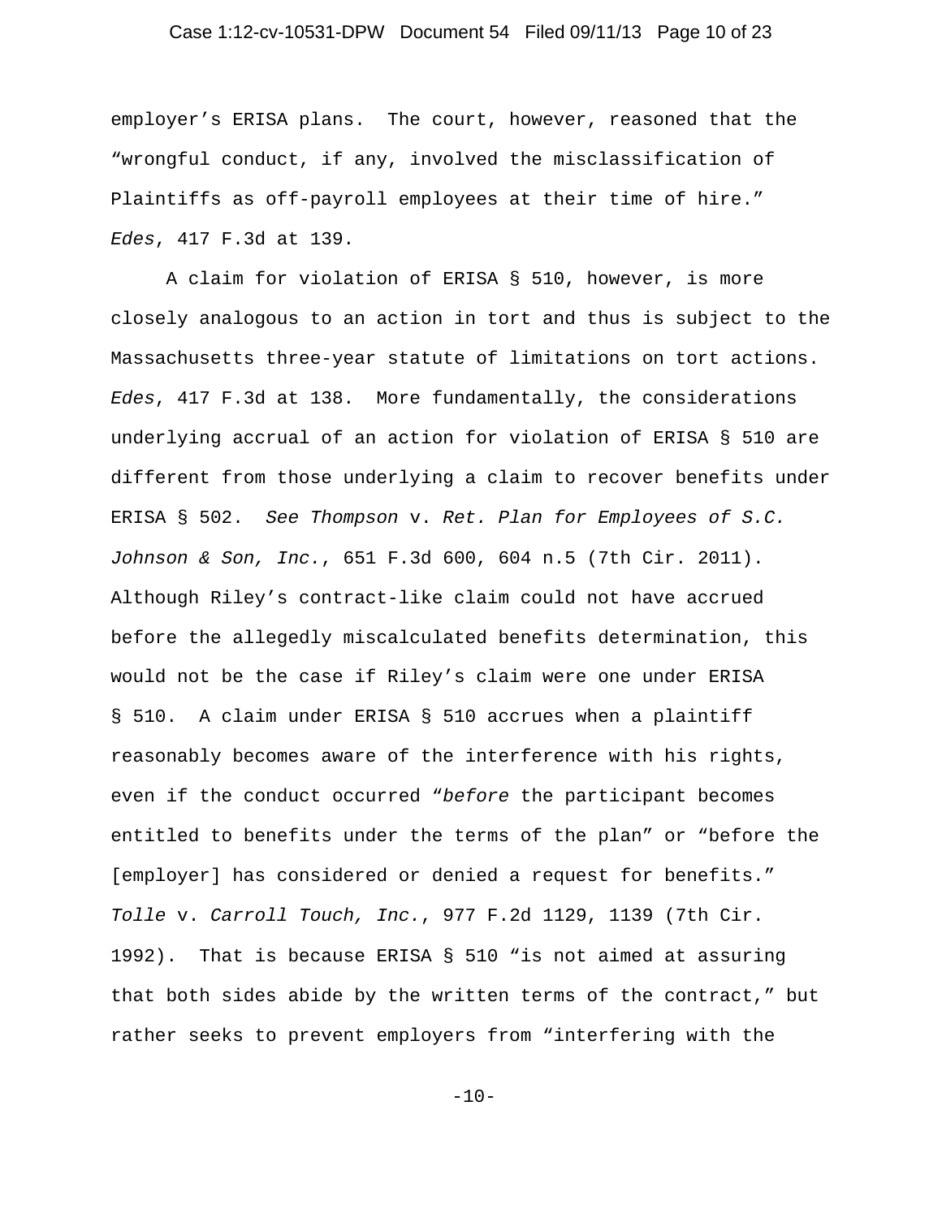employer's ERISA plans. The court, however, reasoned that the "wrongful conduct, if any, involved the misclassification of Plaintiffs as off-payroll employees at their time of hire." *Edes*, 417 F.3d at 139.

A claim for violation of ERISA § 510, however, is more closely analogous to an action in tort and thus is subject to the Massachusetts three-year statute of limitations on tort actions. *Edes*, 417 F.3d at 138. More fundamentally, the considerations underlying accrual of an action for violation of ERISA § 510 are different from those underlying a claim to recover benefits under ERISA § 502. *See Thompson* v. *Ret. Plan for Employees of S.C. Johnson & Son, Inc.*, 651 F.3d 600, 604 n.5 (7th Cir. 2011). Although Riley's contract-like claim could not have accrued before the allegedly miscalculated benefits determination, this would not be the case if Riley's claim were one under ERISA § 510. A claim under ERISA § 510 accrues when a plaintiff reasonably becomes aware of the interference with his rights, even if the conduct occurred "*before* the participant becomes entitled to benefits under the terms of the plan" or "before the [employer] has considered or denied a request for benefits." *Tolle* v. *Carroll Touch, Inc.*, 977 F.2d 1129, 1139 (7th Cir. 1992). That is because ERISA § 510 "is not aimed at assuring that both sides abide by the written terms of the contract," but rather seeks to prevent employers from "interfering with the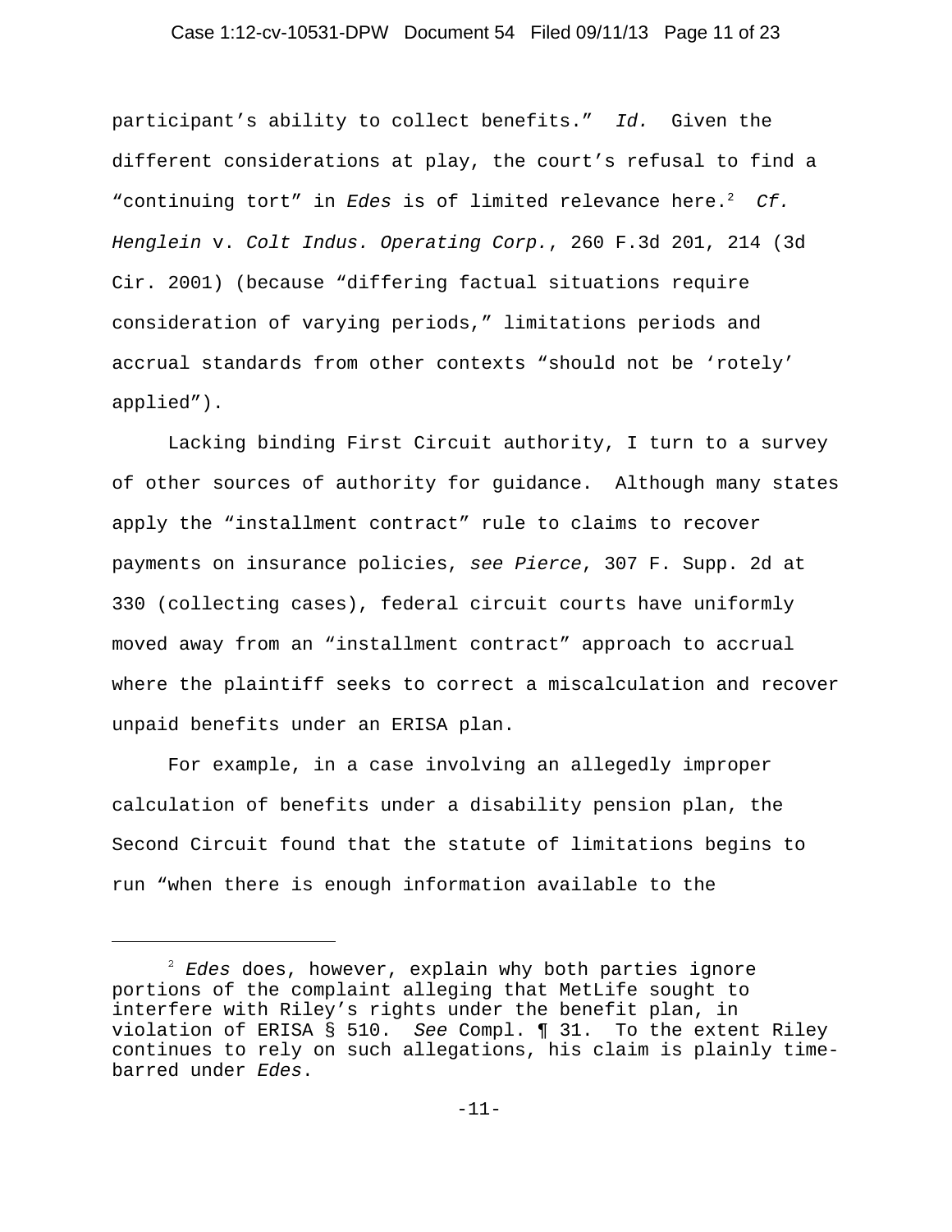participant's ability to collect benefits." *Id.* Given the different considerations at play, the court's refusal to find a "continuing tort" in *Edes* is of limited relevance here.[2] *Cf. Henglein* v. *Colt Indus. Operating Corp.*, 260 F.3d 201, 214 (3d Cir. 2001) (because "differing factual situations require consideration of varying periods," limitations periods and accrual standards from other contexts "should not be 'rotely' applied").

Lacking binding First Circuit authority, I turn to a survey of other sources of authority for guidance. Although many states apply the "installment contract" rule to claims to recover payments on insurance policies, *see Pierce*, 307 F. Supp. 2d at 330 (collecting cases), federal circuit courts have uniformly moved away from an "installment contract" approach to accrual where the plaintiff seeks to correct a miscalculation and recover unpaid benefits under an ERISA plan.

For example, in a case involving an allegedly improper calculation of benefits under a disability pension plan, the Second Circuit found that the statute of limitations begins to run "when there is enough information available to the

---

[2] *Edes* does, however, explain why both parties ignore portions of the complaint alleging that MetLife sought to interfere with Riley's rights under the benefit plan, in violation of ERISA § 510. *See* Compl. ¶ 31. To the extent Riley continues to rely on such allegations, his claim is plainly time-barred under *Edes*.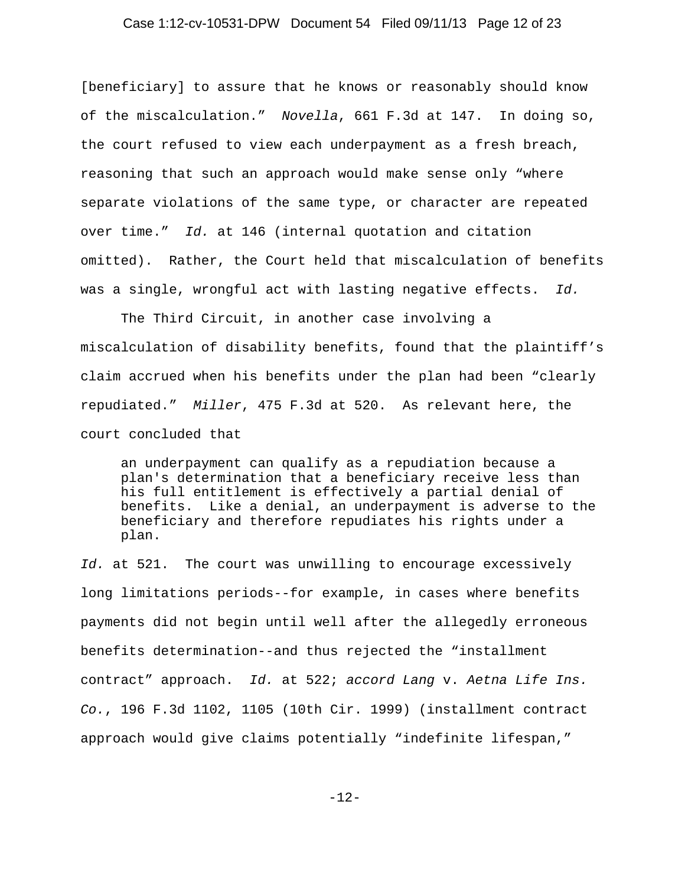[beneficiary] to assure that he knows or reasonably should know of the miscalculation." *Novella*, 661 F.3d at 147. In doing so, the court refused to view each underpayment as a fresh breach, reasoning that such an approach would make sense only "where separate violations of the same type, or character are repeated over time." *Id.* at 146 (internal quotation and citation omitted). Rather, the Court held that miscalculation of benefits was a single, wrongful act with lasting negative effects. *Id.*

The Third Circuit, in another case involving a miscalculation of disability benefits, found that the plaintiff's claim accrued when his benefits under the plan had been "clearly repudiated." *Miller*, 475 F.3d at 520. As relevant here, the court concluded that

> an underpayment can qualify as a repudiation because a plan's determination that a beneficiary receive less than his full entitlement is effectively a partial denial of benefits. Like a denial, an underpayment is adverse to the beneficiary and therefore repudiates his rights under a plan.

*Id.* at 521. The court was unwilling to encourage excessively long limitations periods--for example, in cases where benefits payments did not begin until well after the allegedly erroneous benefits determination--and thus rejected the "installment contract" approach. *Id.* at 522; *accord Lang* v. *Aetna Life Ins. Co.*, 196 F.3d 1102, 1105 (10th Cir. 1999) (installment contract approach would give claims potentially "indefinite lifespan,"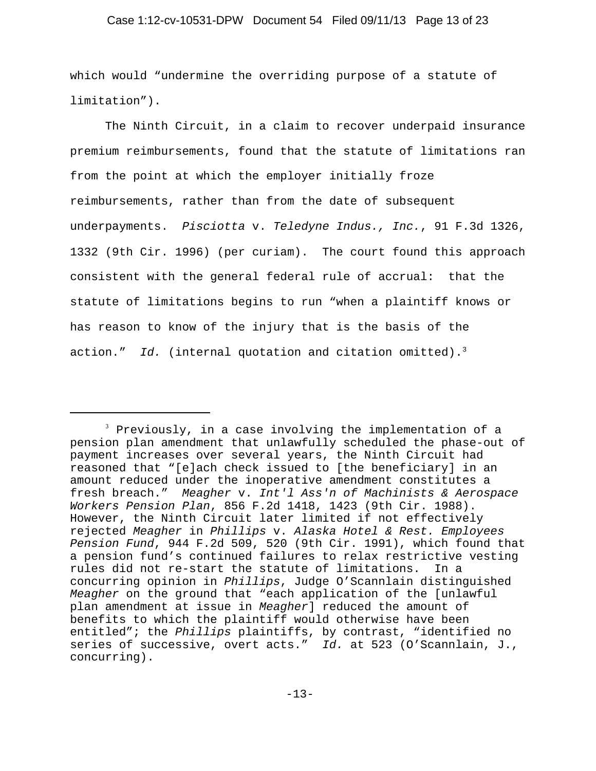which would “undermine the overriding purpose of a statute of limitation”).

The Ninth Circuit, in a claim to recover underpaid insurance premium reimbursements, found that the statute of limitations ran from the point at which the employer initially froze reimbursements, rather than from the date of subsequent underpayments. *Pisciotta* v. *Teledyne Indus., Inc.*, 91 F.3d 1326, 1332 (9th Cir. 1996) (per curiam). The court found this approach consistent with the general federal rule of accrual: that the statute of limitations begins to run “when a plaintiff knows or has reason to know of the injury that is the basis of the action.” *Id.* (internal quotation and citation omitted).[3]

---

[3] Previously, in a case involving the implementation of a pension plan amendment that unlawfully scheduled the phase-out of payment increases over several years, the Ninth Circuit had reasoned that “[e]ach check issued to [the beneficiary] in an amount reduced under the inoperative amendment constitutes a fresh breach.” *Meagher* v. *Int'l Ass'n of Machinists & Aerospace Workers Pension Plan*, 856 F.2d 1418, 1423 (9th Cir. 1988). However, the Ninth Circuit later limited if not effectively rejected *Meagher* in *Phillips* v. *Alaska Hotel & Rest. Employees Pension Fund*, 944 F.2d 509, 520 (9th Cir. 1991), which found that a pension fund’s continued failures to relax restrictive vesting rules did not re-start the statute of limitations. In a concurring opinion in *Phillips*, Judge O’Scannlain distinguished *Meagher* on the ground that “each application of the [unlawful plan amendment at issue in *Meagher*] reduced the amount of benefits to which the plaintiff would otherwise have been entitled”; the *Phillips* plaintiffs, by contrast, “identified no series of successive, overt acts.” *Id.* at 523 (O’Scannlain, J., concurring).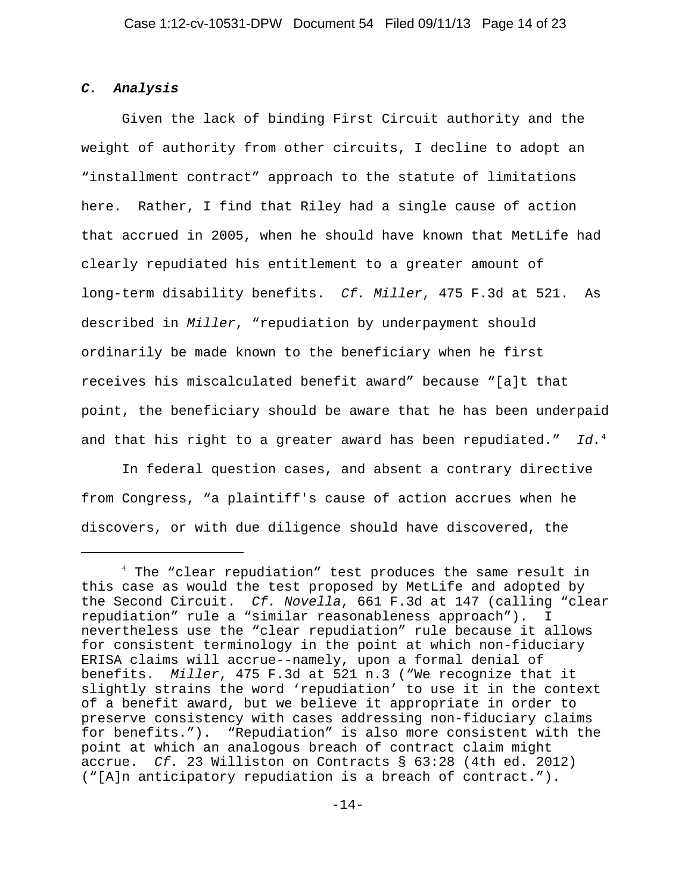### *C. Analysis*

Given the lack of binding First Circuit authority and the weight of authority from other circuits, I decline to adopt an "installment contract" approach to the statute of limitations here. Rather, I find that Riley had a single cause of action that accrued in 2005, when he should have known that MetLife had clearly repudiated his entitlement to a greater amount of long-term disability benefits. *Cf. Miller*, 475 F.3d at 521. As described in *Miller*, "repudiation by underpayment should ordinarily be made known to the beneficiary when he first receives his miscalculated benefit award" because "[a]t that point, the beneficiary should be aware that he has been underpaid and that his right to a greater award has been repudiated." *Id.*[4]

In federal question cases, and absent a contrary directive from Congress, "a plaintiff's cause of action accrues when he discovers, or with due diligence should have discovered, the

---

[4] The "clear repudiation" test produces the same result in this case as would the test proposed by MetLife and adopted by the Second Circuit. *Cf. Novella*, 661 F.3d at 147 (calling "clear repudiation" rule a "similar reasonableness approach"). I nevertheless use the "clear repudiation" rule because it allows for consistent terminology in the point at which non-fiduciary ERISA claims will accrue--namely, upon a formal denial of benefits. *Miller*, 475 F.3d at 521 n.3 ("We recognize that it slightly strains the word 'repudiation' to use it in the context of a benefit award, but we believe it appropriate in order to preserve consistency with cases addressing non-fiduciary claims for benefits."). "Repudiation" is also more consistent with the point at which an analogous breach of contract claim might accrue. *Cf.* 23 Williston on Contracts § 63:28 (4th ed. 2012) ("[A]n anticipatory repudiation is a breach of contract.").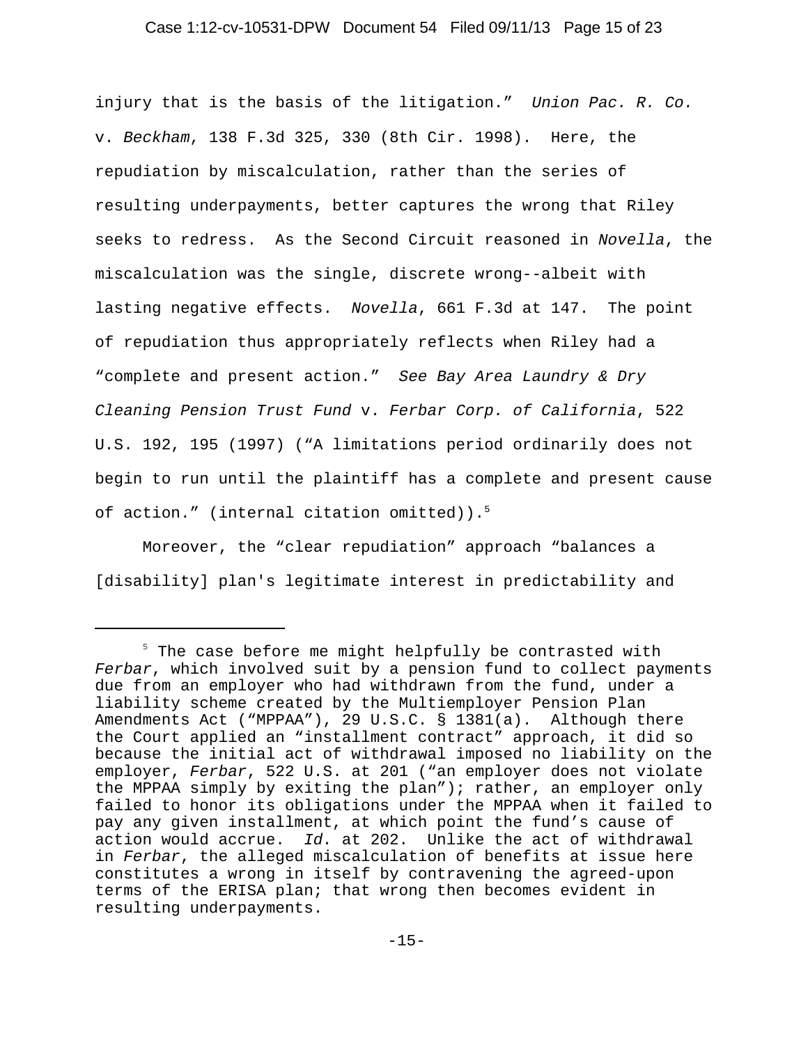injury that is the basis of the litigation." *Union Pac. R. Co.* v. *Beckham*, 138 F.3d 325, 330 (8th Cir. 1998). Here, the repudiation by miscalculation, rather than the series of resulting underpayments, better captures the wrong that Riley seeks to redress. As the Second Circuit reasoned in *Novella*, the miscalculation was the single, discrete wrong--albeit with lasting negative effects. *Novella*, 661 F.3d at 147. The point of repudiation thus appropriately reflects when Riley had a "complete and present action." *See Bay Area Laundry & Dry Cleaning Pension Trust Fund* v. *Ferbar Corp. of California*, 522 U.S. 192, 195 (1997) ("A limitations period ordinarily does not begin to run until the plaintiff has a complete and present cause of action." (internal citation omitted)).[5]

Moreover, the "clear repudiation" approach "balances a [disability] plan's legitimate interest in predictability and

---

[5] The case before me might helpfully be contrasted with *Ferbar*, which involved suit by a pension fund to collect payments due from an employer who had withdrawn from the fund, under a liability scheme created by the Multiemployer Pension Plan Amendments Act ("MPPAA"), 29 U.S.C. § 1381(a). Although there the Court applied an "installment contract" approach, it did so because the initial act of withdrawal imposed no liability on the employer, *Ferbar*, 522 U.S. at 201 ("an employer does not violate the MPPAA simply by exiting the plan"); rather, an employer only failed to honor its obligations under the MPPAA when it failed to pay any given installment, at which point the fund's cause of action would accrue. *Id.* at 202. Unlike the act of withdrawal in *Ferbar*, the alleged miscalculation of benefits at issue here constitutes a wrong in itself by contravening the agreed-upon terms of the ERISA plan; that wrong then becomes evident in resulting underpayments.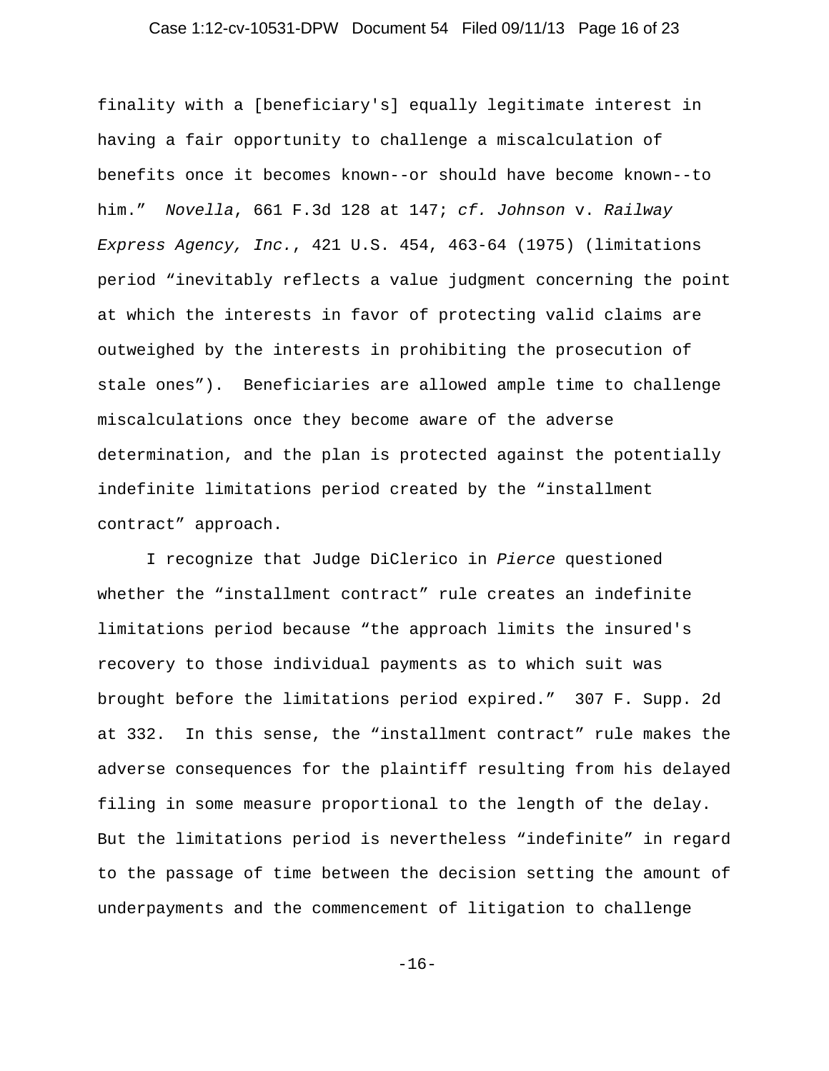finality with a [beneficiary's] equally legitimate interest in having a fair opportunity to challenge a miscalculation of benefits once it becomes known--or should have become known--to him." *Novella*, 661 F.3d 128 at 147; *cf. Johnson* v. *Railway Express Agency, Inc.*, 421 U.S. 454, 463-64 (1975) (limitations period "inevitably reflects a value judgment concerning the point at which the interests in favor of protecting valid claims are outweighed by the interests in prohibiting the prosecution of stale ones"). Beneficiaries are allowed ample time to challenge miscalculations once they become aware of the adverse determination, and the plan is protected against the potentially indefinite limitations period created by the "installment contract" approach.

I recognize that Judge DiClerico in *Pierce* questioned whether the "installment contract" rule creates an indefinite limitations period because "the approach limits the insured's recovery to those individual payments as to which suit was brought before the limitations period expired." 307 F. Supp. 2d at 332. In this sense, the "installment contract" rule makes the adverse consequences for the plaintiff resulting from his delayed filing in some measure proportional to the length of the delay. But the limitations period is nevertheless "indefinite" in regard to the passage of time between the decision setting the amount of underpayments and the commencement of litigation to challenge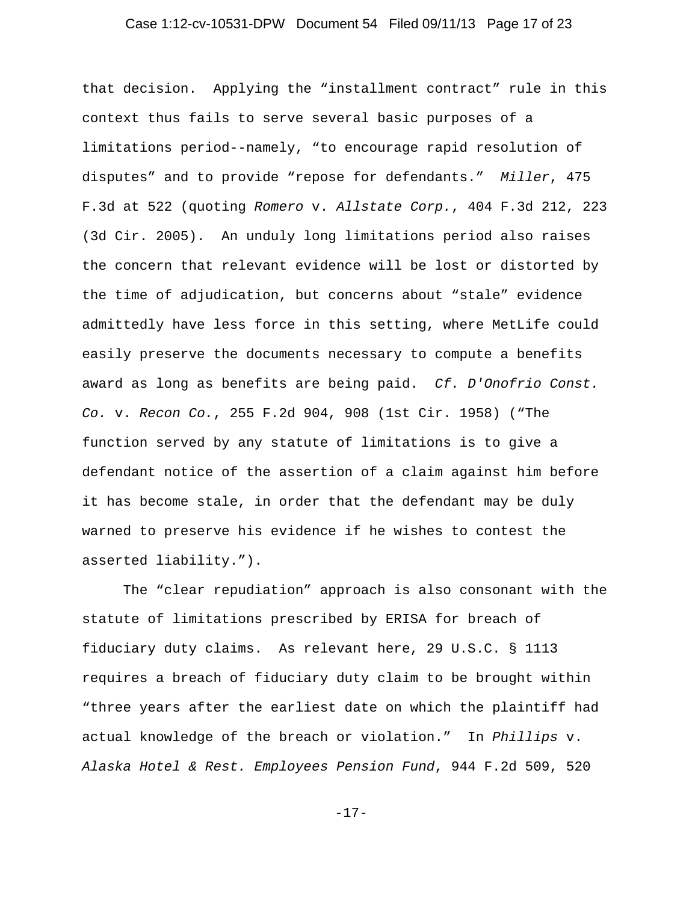that decision. Applying the "installment contract" rule in this context thus fails to serve several basic purposes of a limitations period--namely, "to encourage rapid resolution of disputes" and to provide "repose for defendants." *Miller*, 475 F.3d at 522 (quoting *Romero* v. *Allstate Corp.*, 404 F.3d 212, 223 (3d Cir. 2005). An unduly long limitations period also raises the concern that relevant evidence will be lost or distorted by the time of adjudication, but concerns about "stale" evidence admittedly have less force in this setting, where MetLife could easily preserve the documents necessary to compute a benefits award as long as benefits are being paid. *Cf. D'Onofrio Const. Co.* v. *Recon Co.*, 255 F.2d 904, 908 (1st Cir. 1958) ("The function served by any statute of limitations is to give a defendant notice of the assertion of a claim against him before it has become stale, in order that the defendant may be duly warned to preserve his evidence if he wishes to contest the asserted liability.").

The "clear repudiation" approach is also consonant with the statute of limitations prescribed by ERISA for breach of fiduciary duty claims. As relevant here, 29 U.S.C. § 1113 requires a breach of fiduciary duty claim to be brought within "three years after the earliest date on which the plaintiff had actual knowledge of the breach or violation." In *Phillips* v. *Alaska Hotel & Rest. Employees Pension Fund*, 944 F.2d 509, 520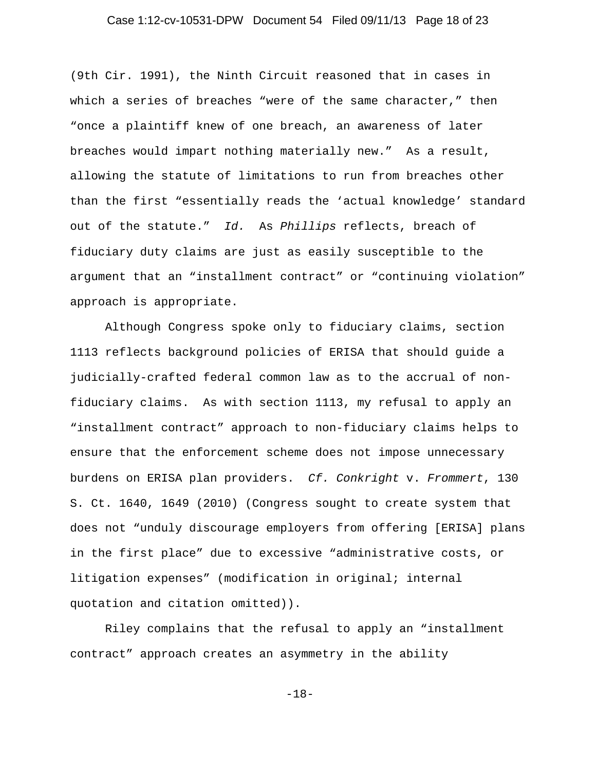(9th Cir. 1991), the Ninth Circuit reasoned that in cases in which a series of breaches "were of the same character," then "once a plaintiff knew of one breach, an awareness of later breaches would impart nothing materially new." As a result, allowing the statute of limitations to run from breaches other than the first "essentially reads the 'actual knowledge' standard out of the statute." *Id.* As *Phillips* reflects, breach of fiduciary duty claims are just as easily susceptible to the argument that an "installment contract" or "continuing violation" approach is appropriate.

Although Congress spoke only to fiduciary claims, section 1113 reflects background policies of ERISA that should guide a judicially-crafted federal common law as to the accrual of non-fiduciary claims. As with section 1113, my refusal to apply an "installment contract" approach to non-fiduciary claims helps to ensure that the enforcement scheme does not impose unnecessary burdens on ERISA plan providers. *Cf. Conkright* v. *Frommert*, 130 S. Ct. 1640, 1649 (2010) (Congress sought to create system that does not "unduly discourage employers from offering [ERISA] plans in the first place" due to excessive "administrative costs, or litigation expenses" (modification in original; internal quotation and citation omitted)).

Riley complains that the refusal to apply an "installment contract" approach creates an asymmetry in the ability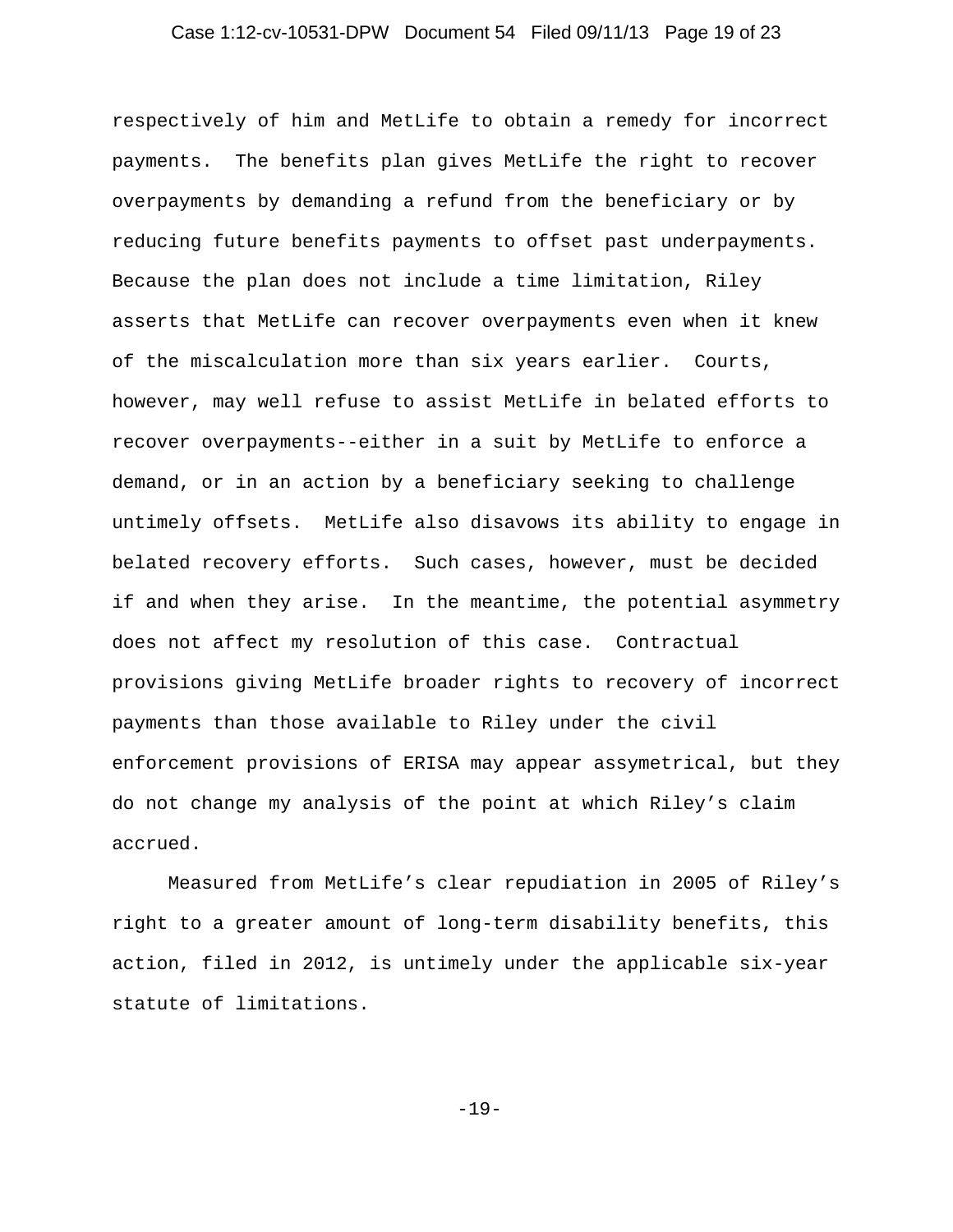respectively of him and MetLife to obtain a remedy for incorrect payments. The benefits plan gives MetLife the right to recover overpayments by demanding a refund from the beneficiary or by reducing future benefits payments to offset past underpayments. Because the plan does not include a time limitation, Riley asserts that MetLife can recover overpayments even when it knew of the miscalculation more than six years earlier. Courts, however, may well refuse to assist MetLife in belated efforts to recover overpayments--either in a suit by MetLife to enforce a demand, or in an action by a beneficiary seeking to challenge untimely offsets. MetLife also disavows its ability to engage in belated recovery efforts. Such cases, however, must be decided if and when they arise. In the meantime, the potential asymmetry does not affect my resolution of this case. Contractual provisions giving MetLife broader rights to recovery of incorrect payments than those available to Riley under the civil enforcement provisions of ERISA may appear assymetrical, but they do not change my analysis of the point at which Riley's claim accrued.

Measured from MetLife's clear repudiation in 2005 of Riley's right to a greater amount of long-term disability benefits, this action, filed in 2012, is untimely under the applicable six-year statute of limitations.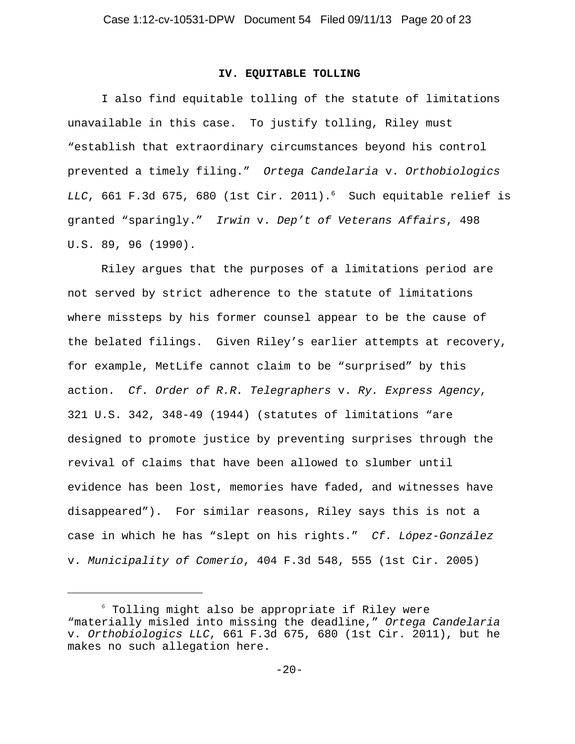## IV. EQUITABLE TOLLING

I also find equitable tolling of the statute of limitations unavailable in this case. To justify tolling, Riley must "establish that extraordinary circumstances beyond his control prevented a timely filing." *Ortega Candelaria* v. *Orthobiologics LLC*, 661 F.3d 675, 680 (1st Cir. 2011).[6] Such equitable relief is granted "sparingly." *Irwin* v. *Dep't of Veterans Affairs*, 498 U.S. 89, 96 (1990).

Riley argues that the purposes of a limitations period are not served by strict adherence to the statute of limitations where missteps by his former counsel appear to be the cause of the belated filings. Given Riley's earlier attempts at recovery, for example, MetLife cannot claim to be "surprised" by this action. *Cf. Order of R.R. Telegraphers* v. *Ry. Express Agency*, 321 U.S. 342, 348-49 (1944) (statutes of limitations "are designed to promote justice by preventing surprises through the revival of claims that have been allowed to slumber until evidence has been lost, memories have faded, and witnesses have disappeared"). For similar reasons, Riley says this is not a case in which he has "slept on his rights." *Cf. López-González* v. *Municipality of Comerío*, 404 F.3d 548, 555 (1st Cir. 2005)

---

[6] Tolling might also be appropriate if Riley were "materially misled into missing the deadline," *Ortega Candelaria* v. *Orthobiologics LLC*, 661 F.3d 675, 680 (1st Cir. 2011), but he makes no such allegation here.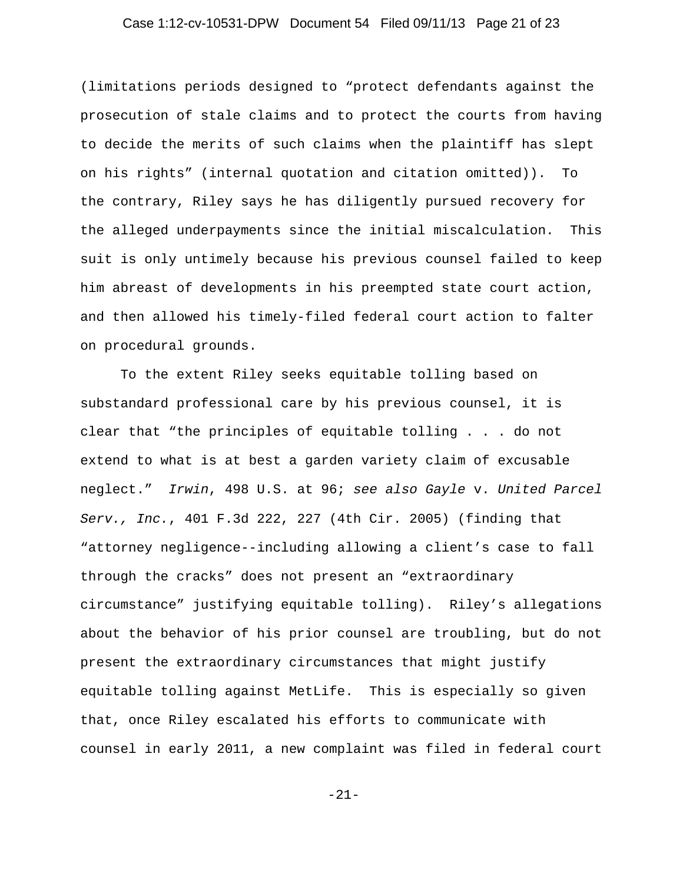(limitations periods designed to "protect defendants against the prosecution of stale claims and to protect the courts from having to decide the merits of such claims when the plaintiff has slept on his rights" (internal quotation and citation omitted)). To the contrary, Riley says he has diligently pursued recovery for the alleged underpayments since the initial miscalculation. This suit is only untimely because his previous counsel failed to keep him abreast of developments in his preempted state court action, and then allowed his timely-filed federal court action to falter on procedural grounds.

To the extent Riley seeks equitable tolling based on substandard professional care by his previous counsel, it is clear that "the principles of equitable tolling . . . do not extend to what is at best a garden variety claim of excusable neglect." *Irwin*, 498 U.S. at 96; *see also Gayle* v. *United Parcel Serv., Inc.*, 401 F.3d 222, 227 (4th Cir. 2005) (finding that "attorney negligence--including allowing a client's case to fall through the cracks" does not present an "extraordinary circumstance" justifying equitable tolling). Riley's allegations about the behavior of his prior counsel are troubling, but do not present the extraordinary circumstances that might justify equitable tolling against MetLife. This is especially so given that, once Riley escalated his efforts to communicate with counsel in early 2011, a new complaint was filed in federal court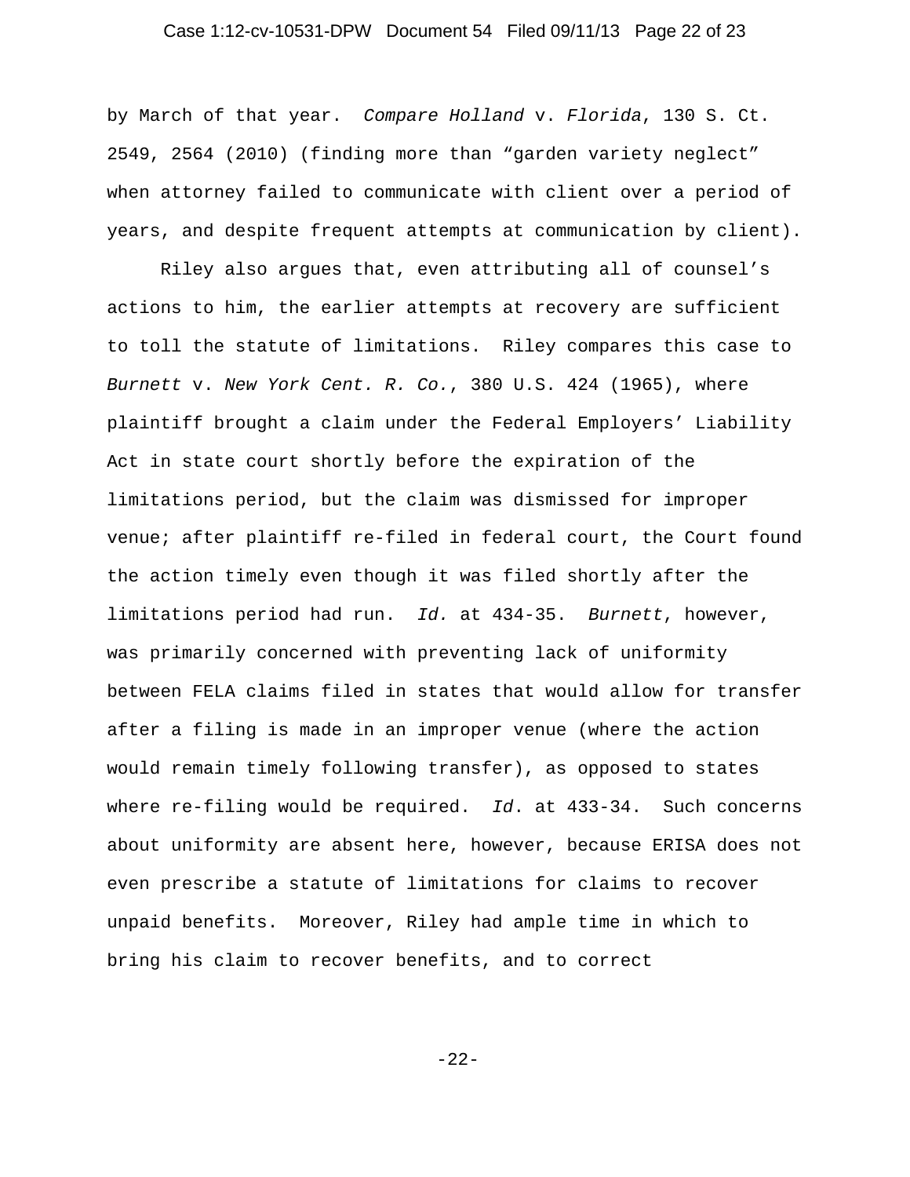by March of that year. *Compare Holland* v. *Florida*, 130 S. Ct. 2549, 2564 (2010) (finding more than "garden variety neglect" when attorney failed to communicate with client over a period of years, and despite frequent attempts at communication by client).

Riley also argues that, even attributing all of counsel's actions to him, the earlier attempts at recovery are sufficient to toll the statute of limitations. Riley compares this case to *Burnett* v. *New York Cent. R. Co.*, 380 U.S. 424 (1965), where plaintiff brought a claim under the Federal Employers' Liability Act in state court shortly before the expiration of the limitations period, but the claim was dismissed for improper venue; after plaintiff re-filed in federal court, the Court found the action timely even though it was filed shortly after the limitations period had run. *Id.* at 434-35. *Burnett*, however, was primarily concerned with preventing lack of uniformity between FELA claims filed in states that would allow for transfer after a filing is made in an improper venue (where the action would remain timely following transfer), as opposed to states where re-filing would be required. *Id*. at 433-34. Such concerns about uniformity are absent here, however, because ERISA does not even prescribe a statute of limitations for claims to recover unpaid benefits. Moreover, Riley had ample time in which to bring his claim to recover benefits, and to correct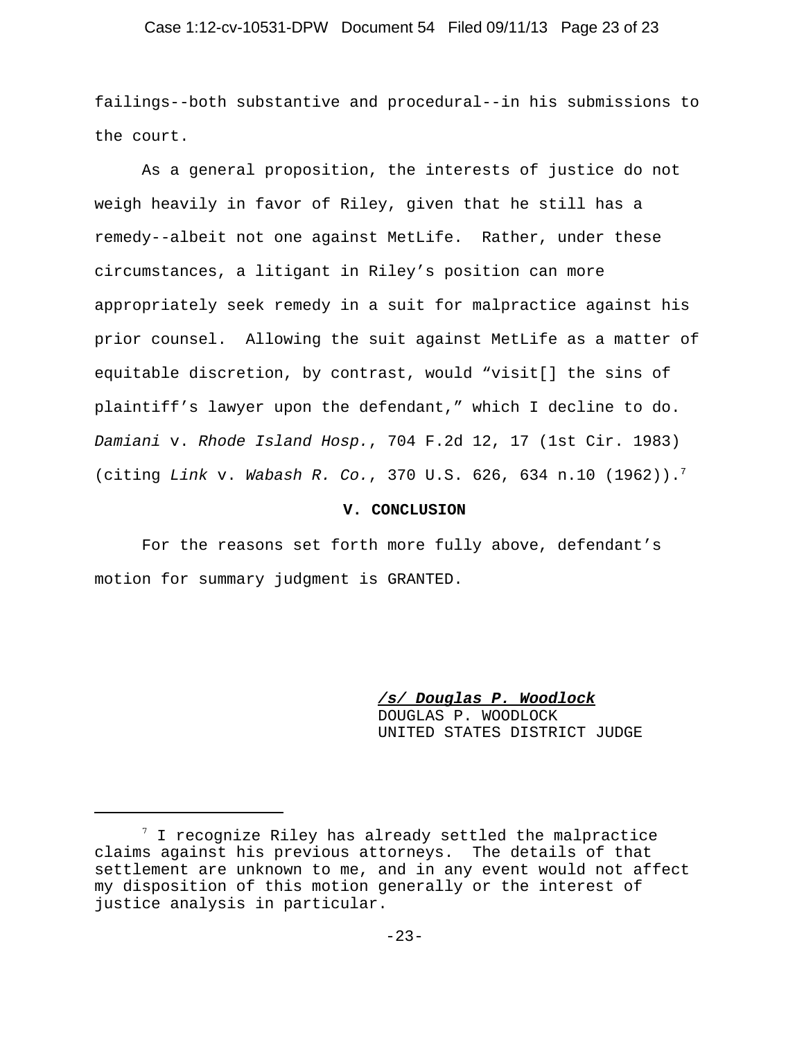failings--both substantive and procedural--in his submissions to the court.

As a general proposition, the interests of justice do not weigh heavily in favor of Riley, given that he still has a remedy--albeit not one against MetLife. Rather, under these circumstances, a litigant in Riley's position can more appropriately seek remedy in a suit for malpractice against his prior counsel. Allowing the suit against MetLife as a matter of equitable discretion, by contrast, would "visit[] the sins of plaintiff's lawyer upon the defendant," which I decline to do. *Damiani* v. *Rhode Island Hosp.*, 704 F.2d 12, 17 (1st Cir. 1983) (citing *Link* v. *Wabash R. Co.*, 370 U.S. 626, 634 n.10 (1962)).[7]

## V. CONCLUSION

For the reasons set forth more fully above, defendant's motion for summary judgment is GRANTED.

***/s/ Douglas P. Woodlock***
DOUGLAS P. WOODLOCK
UNITED STATES DISTRICT JUDGE

---

[7] I recognize Riley has already settled the malpractice claims against his previous attorneys. The details of that settlement are unknown to me, and in any event would not affect my disposition of this motion generally or the interest of justice analysis in particular.